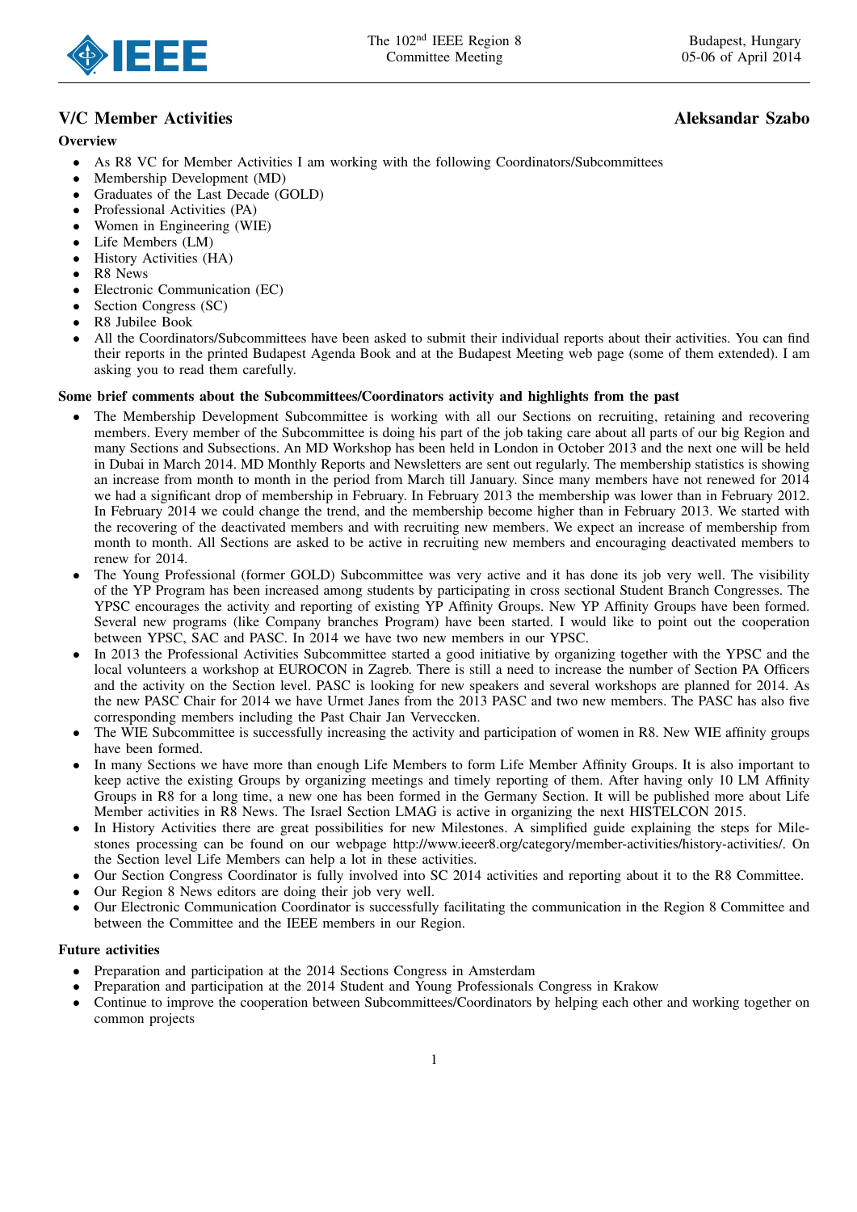## V/C Member Activities

**Aleksandar Szabo**

### Overview

- As R8 VC for Member Activities I am working with the following Coordinators/Subcommittees
- Membership Development (MD)
- Graduates of the Last Decade (GOLD)
- Professional Activities (PA)
- Women in Engineering (WIE)
- Life Members (LM)
- History Activities (HA)
- R8 News
- Electronic Communication (EC)
- Section Congress (SC)
- R8 Jubilee Book
- All the Coordinators/Subcommittees have been asked to submit their individual reports about their activities. You can find their reports in the printed Budapest Agenda Book and at the Budapest Meeting web page (some of them extended). I am asking you to read them carefully.

### Some brief comments about the Subcommittees/Coordinators activity and highlights from the past

- The Membership Development Subcommittee is working with all our Sections on recruiting, retaining and recovering members. Every member of the Subcommittee is doing his part of the job taking care about all parts of our big Region and many Sections and Subsections. An MD Workshop has been held in London in October 2013 and the next one will be held in Dubai in March 2014. MD Monthly Reports and Newsletters are sent out regularly. The membership statistics is showing an increase from month to month in the period from March till January. Since many members have not renewed for 2014 we had a significant drop of membership in February. In February 2013 the membership was lower than in February 2012. In February 2014 we could change the trend, and the membership become higher than in February 2013. We started with the recovering of the deactivated members and with recruiting new members. We expect an increase of membership from month to month. All Sections are asked to be active in recruiting new members and encouraging deactivated members to renew for 2014.
- The Young Professional (former GOLD) Subcommittee was very active and it has done its job very well. The visibility of the YP Program has been increased among students by participating in cross sectional Student Branch Congresses. The YPSC encourages the activity and reporting of existing YP Affinity Groups. New YP Affinity Groups have been formed. Several new programs (like Company branches Program) have been started. I would like to point out the cooperation between YPSC, SAC and PASC. In 2014 we have two new members in our YPSC.
- In 2013 the Professional Activities Subcommittee started a good initiative by organizing together with the YPSC and the local volunteers a workshop at EUROCON in Zagreb. There is still a need to increase the number of Section PA Officers and the activity on the Section level. PASC is looking for new speakers and several workshops are planned for 2014. As the new PASC Chair for 2014 we have Urmet Janes from the 2013 PASC and two new members. The PASC has also five corresponding members including the Past Chair Jan Verveckken.
- The WIE Subcommittee is successfully increasing the activity and participation of women in R8. New WIE affinity groups have been formed.
- In many Sections we have more than enough Life Members to form Life Member Affinity Groups. It is also important to keep active the existing Groups by organizing meetings and timely reporting of them. After having only 10 LM Affinity Groups in R8 for a long time, a new one has been formed in the Germany Section. It will be published more about Life Member activities in R8 News. The Israel Section LMAG is active in organizing the next HISTELCON 2015.
- In History Activities there are great possibilities for new Milestones. A simplified guide explaining the steps for Milestones processing can be found on our webpage http://www.ieeer8.org/category/member-activities/history-activities/. On the Section level Life Members can help a lot in these activities.
- Our Section Congress Coordinator is fully involved into SC 2014 activities and reporting about it to the R8 Committee.
- Our Region 8 News editors are doing their job very well.
- Our Electronic Communication Coordinator is successfully facilitating the communication in the Region 8 Committee and between the Committee and the IEEE members in our Region.

### Future activities

- Preparation and participation at the 2014 Sections Congress in Amsterdam
- Preparation and participation at the 2014 Student and Young Professionals Congress in Krakow
- Continue to improve the cooperation between Subcommittees/Coordinators by helping each other and working together on common projects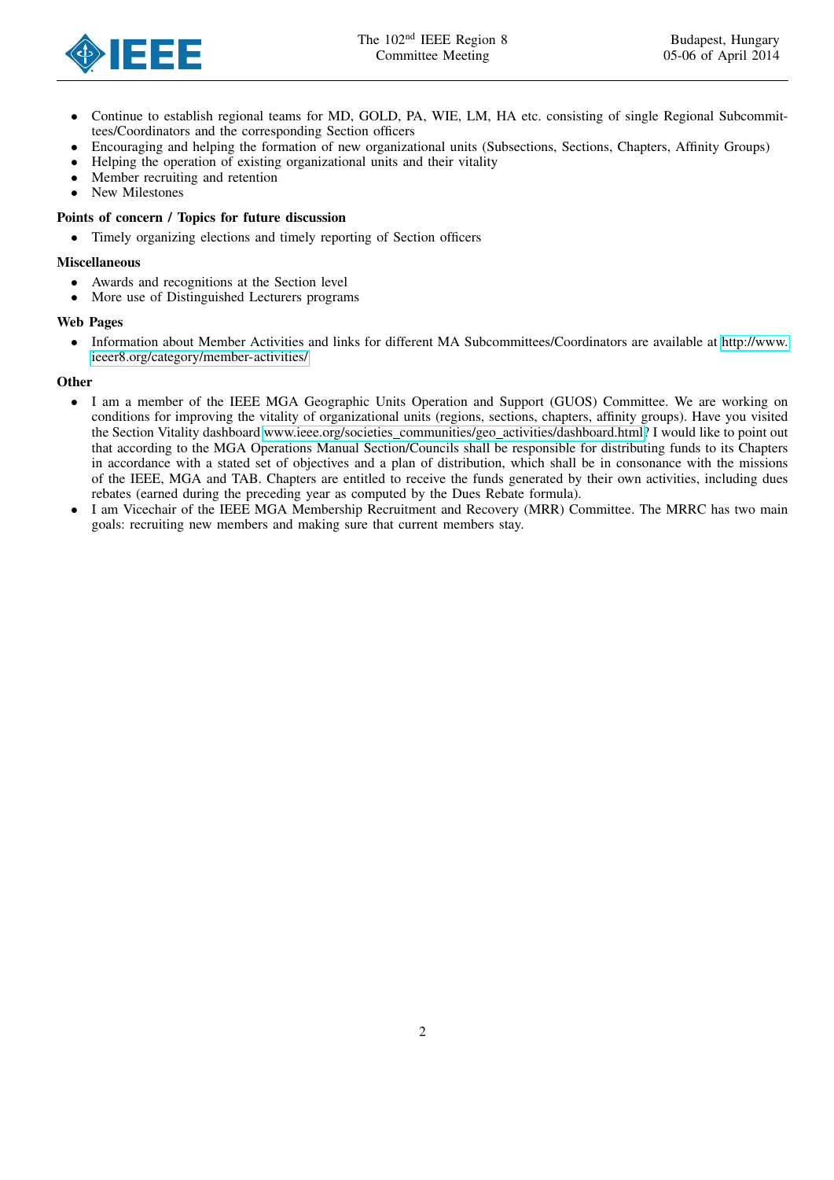- Continue to establish regional teams for MD, GOLD, PA, WIE, LM, HA etc. consisting of single Regional Subcommittees/Coordinators and the corresponding Section officers
- Encouraging and helping the formation of new organizational units (Subsections, Sections, Chapters, Affinity Groups)
- Helping the operation of existing organizational units and their vitality
- Member recruiting and retention
- New Milestones

**Points of concern / Topics for future discussion**

- Timely organizing elections and timely reporting of Section officers

**Miscellaneous**

- Awards and recognitions at the Section level
- More use of Distinguished Lecturers programs

**Web Pages**

- Information about Member Activities and links for different MA Subcommittees/Coordinators are available at http://www.ieeer8.org/category/member-activities/

**Other**

- I am a member of the IEEE MGA Geographic Units Operation and Support (GUOS) Committee. We are working on conditions for improving the vitality of organizational units (regions, sections, chapters, affinity groups). Have you visited the Section Vitality dashboard www.ieee.org/societies_communities/geo_activities/dashboard.html? I would like to point out that according to the MGA Operations Manual Section/Councils shall be responsible for distributing funds to its Chapters in accordance with a stated set of objectives and a plan of distribution, which shall be in consonance with the missions of the IEEE, MGA and TAB. Chapters are entitled to receive the funds generated by their own activities, including dues rebates (earned during the preceding year as computed by the Dues Rebate formula).
- I am Vicechair of the IEEE MGA Membership Recruitment and Recovery (MRR) Committee. The MRRC has two main goals: recruiting new members and making sure that current members stay.